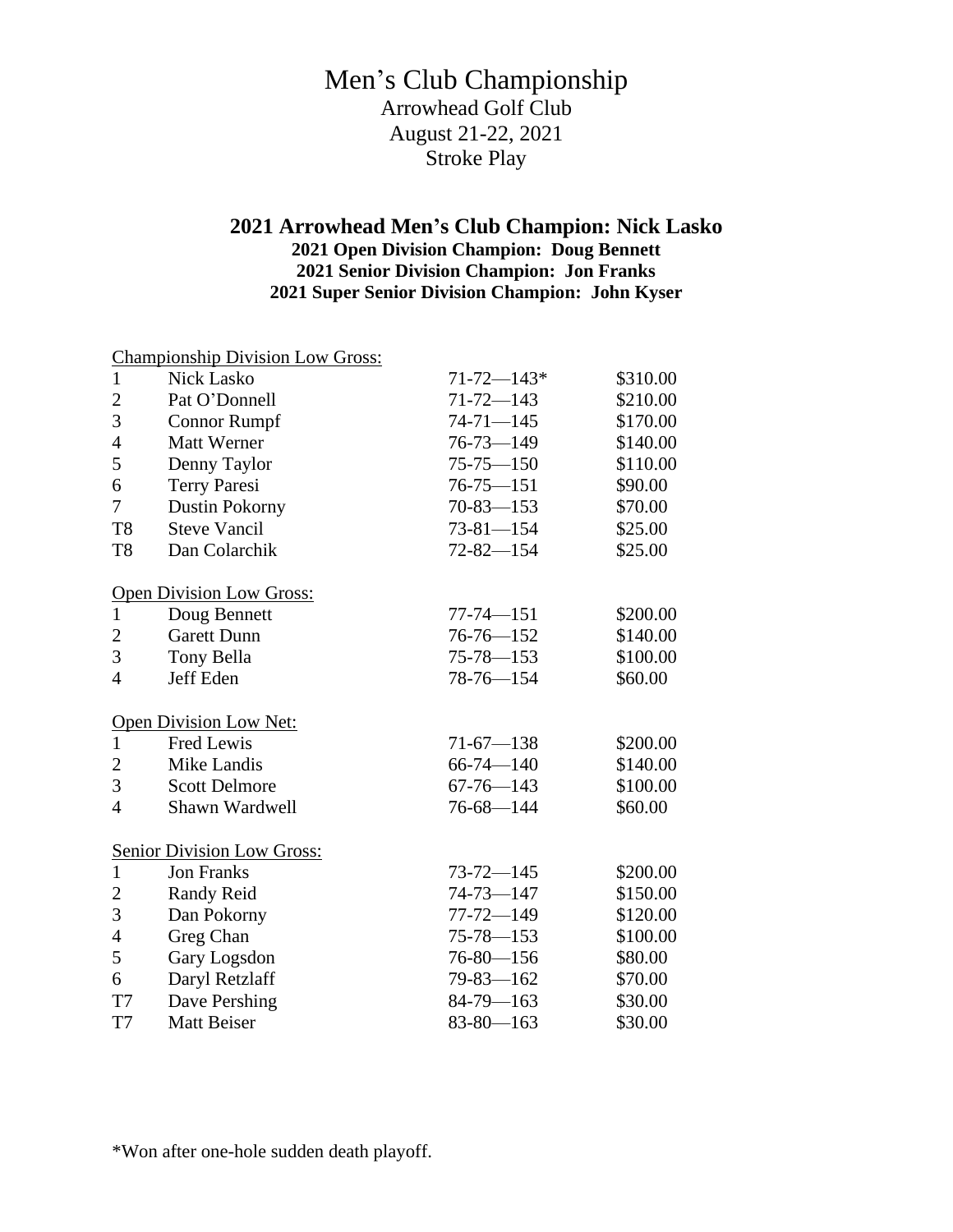# Men's Club Championship

Arrowhead Golf Club
August 21-22, 2021
Stroke Play

## 2021 Arrowhead Men's Club Champion: Nick Lasko

**2021 Open Division Champion: Doug Bennett**
**2021 Senior Division Champion: Jon Franks**
**2021 Super Senior Division Champion: John Kyser**

Championship Division Low Gross:

| | | | |
|---|---|---|---|
| 1 | Nick Lasko | 71-72—143* | $310.00 |
| 2 | Pat O'Donnell | 71-72—143 | $210.00 |
| 3 | Connor Rumpf | 74-71—145 | $170.00 |
| 4 | Matt Werner | 76-73—149 | $140.00 |
| 5 | Denny Taylor | 75-75—150 | $110.00 |
| 6 | Terry Paresi | 76-75—151 | $90.00 |
| 7 | Dustin Pokorny | 70-83—153 | $70.00 |
| T8 | Steve Vancil | 73-81—154 | $25.00 |
| T8 | Dan Colarchik | 72-82—154 | $25.00 |

Open Division Low Gross:

| | | | |
|---|---|---|---|
| 1 | Doug Bennett | 77-74—151 | $200.00 |
| 2 | Garett Dunn | 76-76—152 | $140.00 |
| 3 | Tony Bella | 75-78—153 | $100.00 |
| 4 | Jeff Eden | 78-76—154 | $60.00 |

Open Division Low Net:

| | | | |
|---|---|---|---|
| 1 | Fred Lewis | 71-67—138 | $200.00 |
| 2 | Mike Landis | 66-74—140 | $140.00 |
| 3 | Scott Delmore | 67-76—143 | $100.00 |
| 4 | Shawn Wardwell | 76-68—144 | $60.00 |

Senior Division Low Gross:

| | | | |
|---|---|---|---|
| 1 | Jon Franks | 73-72—145 | $200.00 |
| 2 | Randy Reid | 74-73—147 | $150.00 |
| 3 | Dan Pokorny | 77-72—149 | $120.00 |
| 4 | Greg Chan | 75-78—153 | $100.00 |
| 5 | Gary Logsdon | 76-80—156 | $80.00 |
| 6 | Daryl Retzlaff | 79-83—162 | $70.00 |
| T7 | Dave Pershing | 84-79—163 | $30.00 |
| T7 | Matt Beiser | 83-80—163 | $30.00 |

*Won after one-hole sudden death playoff.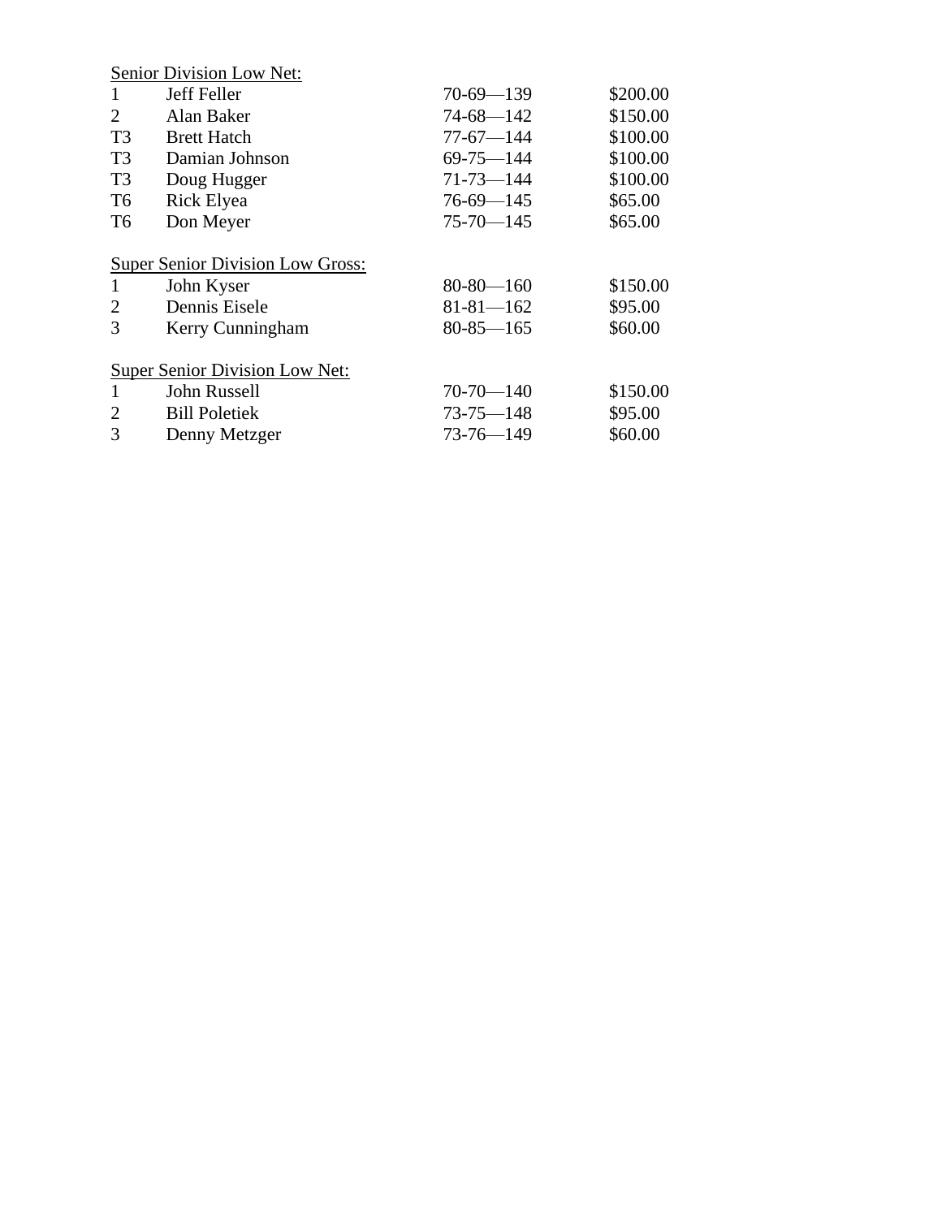Senior Division Low Net:

| | | | |
|---|---|---|---|
| 1 | Jeff Feller | 70-69—139 | $200.00 |
| 2 | Alan Baker | 74-68—142 | $150.00 |
| T3 | Brett Hatch | 77-67—144 | $100.00 |
| T3 | Damian Johnson | 69-75—144 | $100.00 |
| T3 | Doug Hugger | 71-73—144 | $100.00 |
| T6 | Rick Elyea | 76-69—145 | $65.00 |
| T6 | Don Meyer | 75-70—145 | $65.00 |

Super Senior Division Low Gross:

| | | | |
|---|---|---|---|
| 1 | John Kyser | 80-80—160 | $150.00 |
| 2 | Dennis Eisele | 81-81—162 | $95.00 |
| 3 | Kerry Cunningham | 80-85—165 | $60.00 |

Super Senior Division Low Net:

| | | | |
|---|---|---|---|
| 1 | John Russell | 70-70—140 | $150.00 |
| 2 | Bill Poletiek | 73-75—148 | $95.00 |
| 3 | Denny Metzger | 73-76—149 | $60.00 |